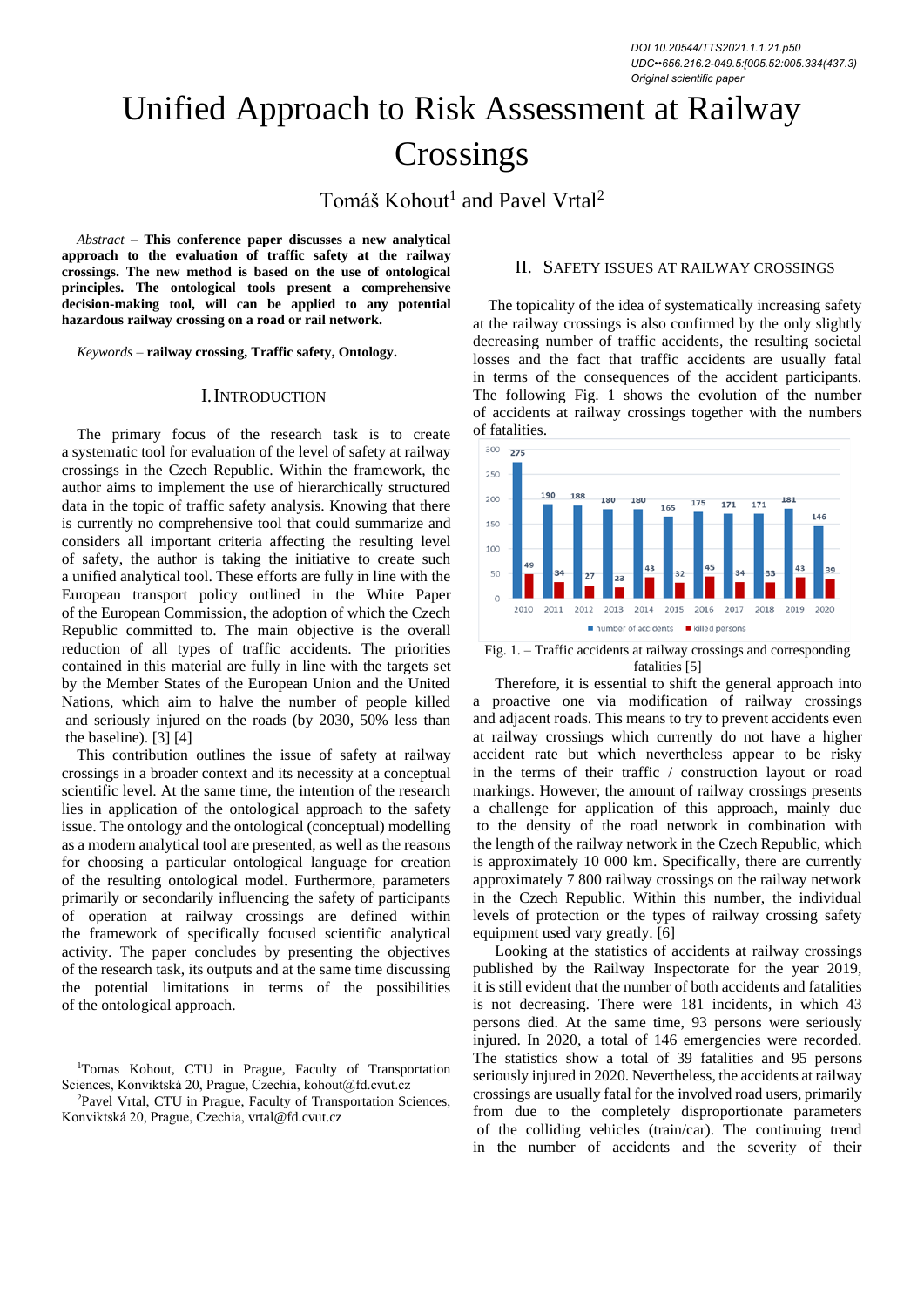DOI 10.20544/TTS2021.1.1.21.p50
UDC••656.216.2-049.5:[005.52:005.334(437.3)
Original scientific paper

# Unified Approach to Risk Assessment at Railway Crossings

Tomáš Kohout[1] and Pavel Vrtal[2]

*Abstract* – **This conference paper discusses a new analytical approach to the evaluation of traffic safety at the railway crossings. The new method is based on the use of ontological principles. The ontological tools present a comprehensive decision-making tool, will can be applied to any potential hazardous railway crossing on a road or rail network.**

*Keywords* – **railway crossing, Traffic safety, Ontology.**

## I. Introduction

The primary focus of the research task is to create a systematic tool for evaluation of the level of safety at railway crossings in the Czech Republic. Within the framework, the author aims to implement the use of hierarchically structured data in the topic of traffic safety analysis. Knowing that there is currently no comprehensive tool that could summarize and considers all important criteria affecting the resulting level of safety, the author is taking the initiative to create such a unified analytical tool. These efforts are fully in line with the European transport policy outlined in the White Paper of the European Commission, the adoption of which the Czech Republic committed to. The main objective is the overall reduction of all types of traffic accidents. The priorities contained in this material are fully in line with the targets set by the Member States of the European Union and the United Nations, which aim to halve the number of people killed and seriously injured on the roads (by 2030, 50% less than the baseline). [3] [4]

This contribution outlines the issue of safety at railway crossings in a broader context and its necessity at a conceptual scientific level. At the same time, the intention of the research lies in application of the ontological approach to the safety issue. The ontology and the ontological (conceptual) modelling as a modern analytical tool are presented, as well as the reasons for choosing a particular ontological language for creation of the resulting ontological model. Furthermore, parameters primarily or secondarily influencing the safety of participants of operation at railway crossings are defined within the framework of specifically focused scientific analytical activity. The paper concludes by presenting the objectives of the research task, its outputs and at the same time discussing the potential limitations in terms of the possibilities of the ontological approach.

[1]Tomas Kohout, CTU in Prague, Faculty of Transportation Sciences, Konviktská 20, Prague, Czechia, kohout@fd.cvut.cz

[2]Pavel Vrtal, CTU in Prague, Faculty of Transportation Sciences, Konviktská 20, Prague, Czechia, vrtal@fd.cvut.cz

## II. Safety Issues at Railway Crossings

The topicality of the idea of systematically increasing safety at the railway crossings is also confirmed by the only slightly decreasing number of traffic accidents, the resulting societal losses and the fact that traffic accidents are usually fatal in terms of the consequences of the accident participants. The following Fig. 1 shows the evolution of the number of accidents at railway crossings together with the numbers of fatalities.

| Year | Number of accidents | Killed persons |
|---|---|---|
| 2010 | 275 | 49 |
| 2011 | 190 | 34 |
| 2012 | 188 | 27 |
| 2013 | 180 | 23 |
| 2014 | 180 | 43 |
| 2015 | 165 | 32 |
| 2016 | 175 | 45 |
| 2017 | 171 | 34 |
| 2018 | 171 | 33 |
| 2019 | 181 | 43 |
| 2020 | 146 | 39 |

Fig. 1. – Traffic accidents at railway crossings and corresponding fatalities [5]

Therefore, it is essential to shift the general approach into a proactive one via modification of railway crossings and adjacent roads. This means to try to prevent accidents even at railway crossings which currently do not have a higher accident rate but which nevertheless appear to be risky in the terms of their traffic / construction layout or road markings. However, the amount of railway crossings presents a challenge for application of this approach, mainly due to the density of the road network in combination with the length of the railway network in the Czech Republic, which is approximately 10 000 km. Specifically, there are currently approximately 7 800 railway crossings on the railway network in the Czech Republic. Within this number, the individual levels of protection or the types of railway crossing safety equipment used vary greatly. [6]

Looking at the statistics of accidents at railway crossings published by the Railway Inspectorate for the year 2019, it is still evident that the number of both accidents and fatalities is not decreasing. There were 181 incidents, in which 43 persons died. At the same time, 93 persons were seriously injured. In 2020, a total of 146 emergencies were recorded. The statistics show a total of 39 fatalities and 95 persons seriously injured in 2020. Nevertheless, the accidents at railway crossings are usually fatal for the involved road users, primarily from due to the completely disproportionate parameters of the colliding vehicles (train/car). The continuing trend in the number of accidents and the severity of their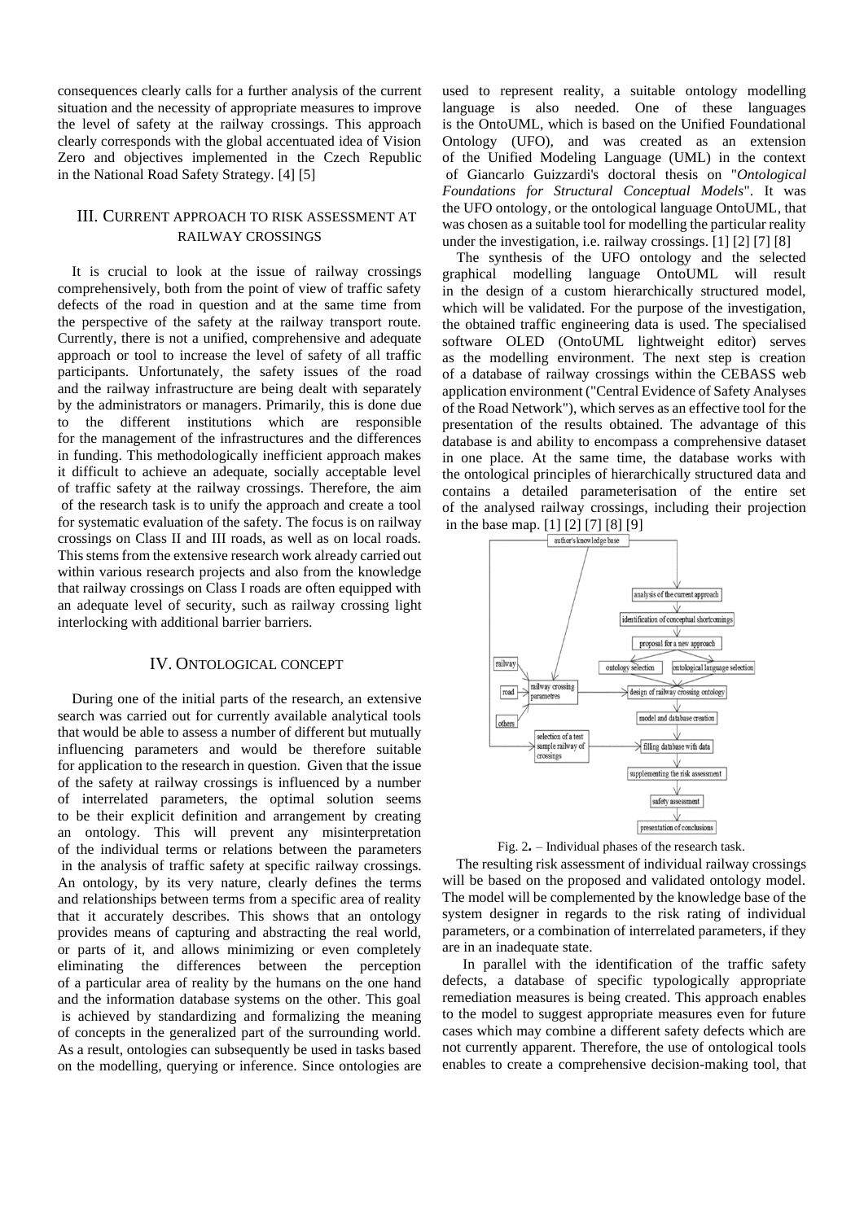consequences clearly calls for a further analysis of the current situation and the necessity of appropriate measures to improve the level of safety at the railway crossings. This approach clearly corresponds with the global accentuated idea of Vision Zero and objectives implemented in the Czech Republic in the National Road Safety Strategy. [4] [5]

## III. Current approach to risk assessment at railway crossings

It is crucial to look at the issue of railway crossings comprehensively, both from the point of view of traffic safety defects of the road in question and at the same time from the perspective of the safety at the railway transport route. Currently, there is not a unified, comprehensive and adequate approach or tool to increase the level of safety of all traffic participants. Unfortunately, the safety issues of the road and the railway infrastructure are being dealt with separately by the administrators or managers. Primarily, this is done due to the different institutions which are responsible for the management of the infrastructures and the differences in funding. This methodologically inefficient approach makes it difficult to achieve an adequate, socially acceptable level of traffic safety at the railway crossings. Therefore, the aim of the research task is to unify the approach and create a tool for systematic evaluation of the safety. The focus is on railway crossings on Class II and III roads, as well as on local roads. This stems from the extensive research work already carried out within various research projects and also from the knowledge that railway crossings on Class I roads are often equipped with an adequate level of security, such as railway crossing light interlocking with additional barrier barriers.

## IV. Ontological concept

During one of the initial parts of the research, an extensive search was carried out for currently available analytical tools that would be able to assess a number of different but mutually influencing parameters and would be therefore suitable for application to the research in question. Given that the issue of the safety at railway crossings is influenced by a number of interrelated parameters, the optimal solution seems to be their explicit definition and arrangement by creating an ontology. This will prevent any misinterpretation of the individual terms or relations between the parameters in the analysis of traffic safety at specific railway crossings. An ontology, by its very nature, clearly defines the terms and relationships between terms from a specific area of reality that it accurately describes. This shows that an ontology provides means of capturing and abstracting the real world, or parts of it, and allows minimizing or even completely eliminating the differences between the perception of a particular area of reality by the humans on the one hand and the information database systems on the other. This goal is achieved by standardizing and formalizing the meaning of concepts in the generalized part of the surrounding world. As a result, ontologies can subsequently be used in tasks based on the modelling, querying or inference. Since ontologies are used to represent reality, a suitable ontology modelling language is also needed. One of these languages is the OntoUML, which is based on the Unified Foundational Ontology (UFO), and was created as an extension of the Unified Modeling Language (UML) in the context of Giancarlo Guizzardi's doctoral thesis on "*Ontological Foundations for Structural Conceptual Models*". It was the UFO ontology, or the ontological language OntoUML, that was chosen as a suitable tool for modelling the particular reality under the investigation, i.e. railway crossings. [1] [2] [7] [8]

The synthesis of the UFO ontology and the selected graphical modelling language OntoUML will result in the design of a custom hierarchically structured model, which will be validated. For the purpose of the investigation, the obtained traffic engineering data is used. The specialised software OLED (OntoUML lightweight editor) serves as the modelling environment. The next step is creation of a database of railway crossings within the CEBASS web application environment ("Central Evidence of Safety Analyses of the Road Network"), which serves as an effective tool for the presentation of the results obtained. The advantage of this database is and ability to encompass a comprehensive dataset in one place. At the same time, the database works with the ontological principles of hierarchically structured data and contains a detailed parameterisation of the entire set of the analysed railway crossings, including their projection in the base map. [1] [2] [7] [8] [9]

Fig. 2. – Individual phases of the research task.

The resulting risk assessment of individual railway crossings will be based on the proposed and validated ontology model. The model will be complemented by the knowledge base of the system designer in regards to the risk rating of individual parameters, or a combination of interrelated parameters, if they are in an inadequate state.

In parallel with the identification of the traffic safety defects, a database of specific typologically appropriate remediation measures is being created. This approach enables to the model to suggest appropriate measures even for future cases which may combine a different safety defects which are not currently apparent. Therefore, the use of ontological tools enables to create a comprehensive decision-making tool, that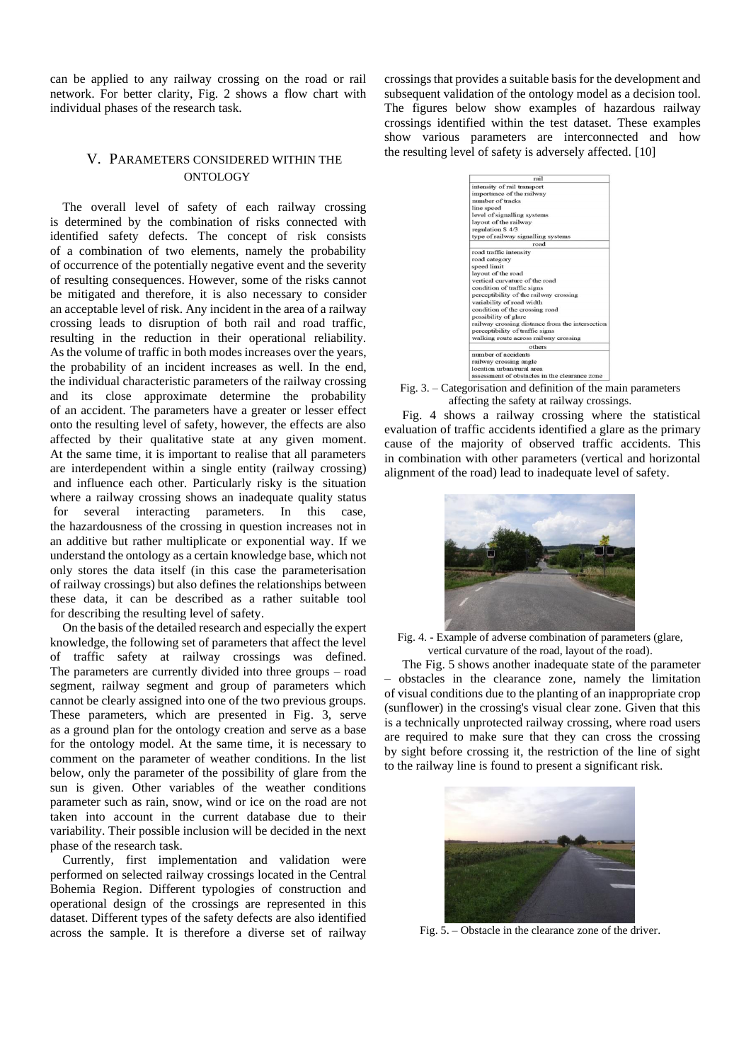can be applied to any railway crossing on the road or rail network. For better clarity, Fig. 2 shows a flow chart with individual phases of the research task.

## V. Parameters Considered Within the Ontology

The overall level of safety of each railway crossing is determined by the combination of risks connected with identified safety defects. The concept of risk consists of a combination of two elements, namely the probability of occurrence of the potentially negative event and the severity of resulting consequences. However, some of the risks cannot be mitigated and therefore, it is also necessary to consider an acceptable level of risk. Any incident in the area of a railway crossing leads to disruption of both rail and road traffic, resulting in the reduction in their operational reliability. As the volume of traffic in both modes increases over the years, the probability of an incident increases as well. In the end, the individual characteristic parameters of the railway crossing and its close approximate determine the probability of an accident. The parameters have a greater or lesser effect onto the resulting level of safety, however, the effects are also affected by their qualitative state at any given moment. At the same time, it is important to realise that all parameters are interdependent within a single entity (railway crossing) and influence each other. Particularly risky is the situation where a railway crossing shows an inadequate quality status for several interacting parameters. In this case, the hazardousness of the crossing in question increases not in an additive but rather multiplicate or exponential way. If we understand the ontology as a certain knowledge base, which not only stores the data itself (in this case the parameterisation of railway crossings) but also defines the relationships between these data, it can be described as a rather suitable tool for describing the resulting level of safety.

On the basis of the detailed research and especially the expert knowledge, the following set of parameters that affect the level of traffic safety at railway crossings was defined. The parameters are currently divided into three groups – road segment, railway segment and group of parameters which cannot be clearly assigned into one of the two previous groups. These parameters, which are presented in Fig. 3, serve as a ground plan for the ontology creation and serve as a base for the ontology model. At the same time, it is necessary to comment on the parameter of weather conditions. In the list below, only the parameter of the possibility of glare from the sun is given. Other variables of the weather conditions parameter such as rain, snow, wind or ice on the road are not taken into account in the current database due to their variability. Their possible inclusion will be decided in the next phase of the research task.

Currently, first implementation and validation were performed on selected railway crossings located in the Central Bohemia Region. Different typologies of construction and operational design of the crossings are represented in this dataset. Different types of the safety defects are also identified across the sample. It is therefore a diverse set of railway crossings that provides a suitable basis for the development and subsequent validation of the ontology model as a decision tool. The figures below show examples of hazardous railway crossings identified within the test dataset. These examples show various parameters are interconnected and how the resulting level of safety is adversely affected. [10]

| rail |
|---|
| intensity of rail transport |
| importance of the railway |
| number of tracks |
| line speed |
| level of signalling systems |
| layout of the railway |
| regulation S 4/3 |
| type of railway signalling systems |
| **road** |
| road traffic intensity |
| road category |
| speed limit |
| layout of the road |
| vertical curvature of the road |
| condition of traffic signs |
| perceptibility of the railway crossing |
| variability of road width |
| condition of the crossing road |
| possibility of glare |
| railway crossing distance from the intersection |
| perceptibility of traffic signs |
| walking route across railway crossing |
| **others** |
| number of accidents |
| railway crossing angle |
| location urban/rural area |
| assessment of obstacles in the clearance zone |

Fig. 3. – Categorisation and definition of the main parameters affecting the safety at railway crossings.

Fig. 4 shows a railway crossing where the statistical evaluation of traffic accidents identified a glare as the primary cause of the majority of observed traffic accidents. This in combination with other parameters (vertical and horizontal alignment of the road) lead to inadequate level of safety.

Fig. 4. - Example of adverse combination of parameters (glare, vertical curvature of the road, layout of the road).

The Fig. 5 shows another inadequate state of the parameter – obstacles in the clearance zone, namely the limitation of visual conditions due to the planting of an inappropriate crop (sunflower) in the crossing's visual clear zone. Given that this is a technically unprotected railway crossing, where road users are required to make sure that they can cross the crossing by sight before crossing it, the restriction of the line of sight to the railway line is found to present a significant risk.

Fig. 5. – Obstacle in the clearance zone of the driver.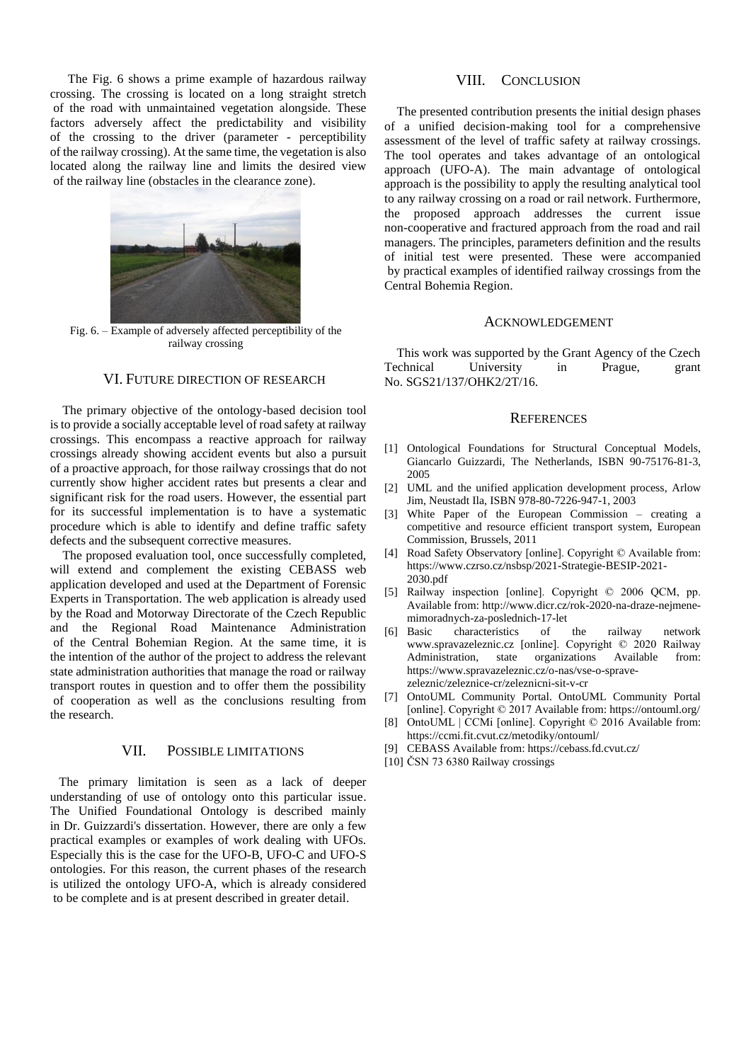The Fig. 6 shows a prime example of hazardous railway crossing. The crossing is located on a long straight stretch of the road with unmaintained vegetation alongside. These factors adversely affect the predictability and visibility of the crossing to the driver (parameter - perceptibility of the railway crossing). At the same time, the vegetation is also located along the railway line and limits the desired view of the railway line (obstacles in the clearance zone).

Fig. 6. – Example of adversely affected perceptibility of the railway crossing

## VI. Future direction of research

The primary objective of the ontology-based decision tool is to provide a socially acceptable level of road safety at railway crossings. This encompass a reactive approach for railway crossings already showing accident events but also a pursuit of a proactive approach, for those railway crossings that do not currently show higher accident rates but presents a clear and significant risk for the road users. However, the essential part for its successful implementation is to have a systematic procedure which is able to identify and define traffic safety defects and the subsequent corrective measures.

The proposed evaluation tool, once successfully completed, will extend and complement the existing CEBASS web application developed and used at the Department of Forensic Experts in Transportation. The web application is already used by the Road and Motorway Directorate of the Czech Republic and the Regional Road Maintenance Administration of the Central Bohemian Region. At the same time, it is the intention of the author of the project to address the relevant state administration authorities that manage the road or railway transport routes in question and to offer them the possibility of cooperation as well as the conclusions resulting from the research.

## VII. Possible limitations

The primary limitation is seen as a lack of deeper understanding of use of ontology onto this particular issue. The Unified Foundational Ontology is described mainly in Dr. Guizzardi's dissertation. However, there are only a few practical examples or examples of work dealing with UFOs. Especially this is the case for the UFO-B, UFO-C and UFO-S ontologies. For this reason, the current phases of the research is utilized the ontology UFO-A, which is already considered to be complete and is at present described in greater detail.

## VIII. Conclusion

The presented contribution presents the initial design phases of a unified decision-making tool for a comprehensive assessment of the level of traffic safety at railway crossings. The tool operates and takes advantage of an ontological approach (UFO-A). The main advantage of ontological approach is the possibility to apply the resulting analytical tool to any railway crossing on a road or rail network. Furthermore, the proposed approach addresses the current issue non-cooperative and fractured approach from the road and rail managers. The principles, parameters definition and the results of initial test were presented. These were accompanied by practical examples of identified railway crossings from the Central Bohemia Region.

## Acknowledgement

This work was supported by the Grant Agency of the Czech Technical University in Prague, grant No. SGS21/137/OHK2/2T/16.

## References

[1] Ontological Foundations for Structural Conceptual Models, Giancarlo Guizzardi, The Netherlands, ISBN 90-75176-81-3, 2005

[2] UML and the unified application development process, Arlow Jim, Neustadt Ila, ISBN 978-80-7226-947-1, 2003

[3] White Paper of the European Commission – creating a competitive and resource efficient transport system, European Commission, Brussels, 2011

[4] Road Safety Observatory [online]. Copyright © Available from: https://www.czrso.cz/nsbsp/2021-Strategie-BESIP-2021-2030.pdf

[5] Railway inspection [online]. Copyright © 2006 QCM, pp. Available from: http://www.dicr.cz/rok-2020-na-draze-nejmene-mimoradnych-za-poslednich-17-let

[6] Basic characteristics of the railway network www.spravazeleznic.cz [online]. Copyright © 2020 Railway Administration, state organizations Available from: https://www.spravazeleznic.cz/o-nas/vse-o-sprave-zeleznic/zeleznice-cr/zeleznicni-sit-v-cr

[7] OntoUML Community Portal. OntoUML Community Portal [online]. Copyright © 2017 Available from: https://ontouml.org/

[8] OntoUML | CCMi [online]. Copyright © 2016 Available from: https://ccmi.fit.cvut.cz/metodiky/ontouml/

[9] CEBASS Available from: https://cebass.fd.cvut.cz/

[10] ČSN 73 6380 Railway crossings